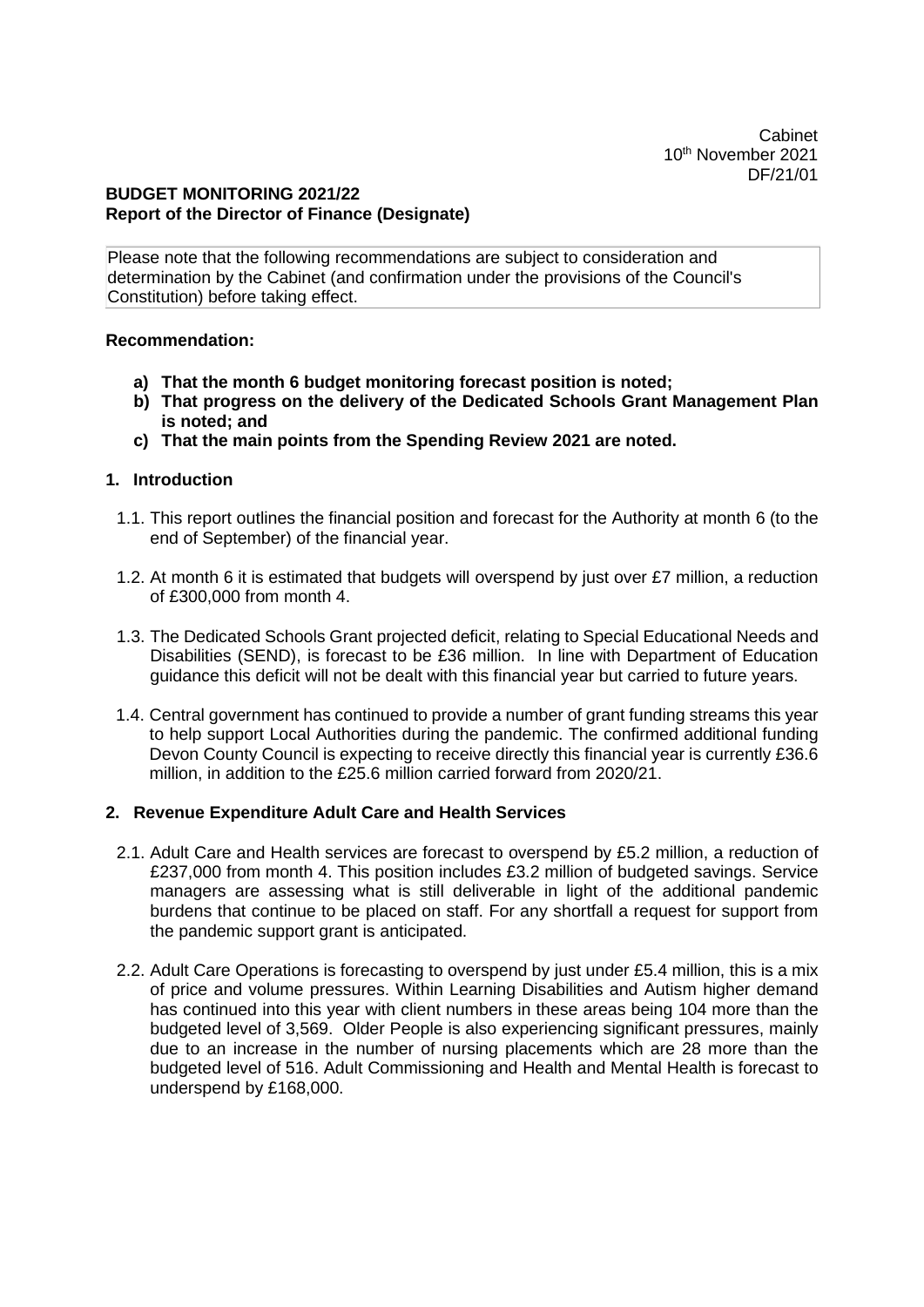Cabinet
10th November 2021
DF/21/01

**BUDGET MONITORING 2021/22**
**Report of the Director of Finance (Designate)**

Please note that the following recommendations are subject to consideration and determination by the Cabinet (and confirmation under the provisions of the Council's Constitution) before taking effect.

**Recommendation:**

- **a) That the month 6 budget monitoring forecast position is noted;**
- **b) That progress on the delivery of the Dedicated Schools Grant Management Plan is noted; and**
- **c) That the main points from the Spending Review 2021 are noted.**

## 1. Introduction

1.1. This report outlines the financial position and forecast for the Authority at month 6 (to the end of September) of the financial year.

1.2. At month 6 it is estimated that budgets will overspend by just over £7 million, a reduction of £300,000 from month 4.

1.3. The Dedicated Schools Grant projected deficit, relating to Special Educational Needs and Disabilities (SEND), is forecast to be £36 million. In line with Department of Education guidance this deficit will not be dealt with this financial year but carried to future years.

1.4. Central government has continued to provide a number of grant funding streams this year to help support Local Authorities during the pandemic. The confirmed additional funding Devon County Council is expecting to receive directly this financial year is currently £36.6 million, in addition to the £25.6 million carried forward from 2020/21.

## 2. Revenue Expenditure Adult Care and Health Services

2.1. Adult Care and Health services are forecast to overspend by £5.2 million, a reduction of £237,000 from month 4. This position includes £3.2 million of budgeted savings. Service managers are assessing what is still deliverable in light of the additional pandemic burdens that continue to be placed on staff. For any shortfall a request for support from the pandemic support grant is anticipated.

2.2. Adult Care Operations is forecasting to overspend by just under £5.4 million, this is a mix of price and volume pressures. Within Learning Disabilities and Autism higher demand has continued into this year with client numbers in these areas being 104 more than the budgeted level of 3,569. Older People is also experiencing significant pressures, mainly due to an increase in the number of nursing placements which are 28 more than the budgeted level of 516. Adult Commissioning and Health and Mental Health is forecast to underspend by £168,000.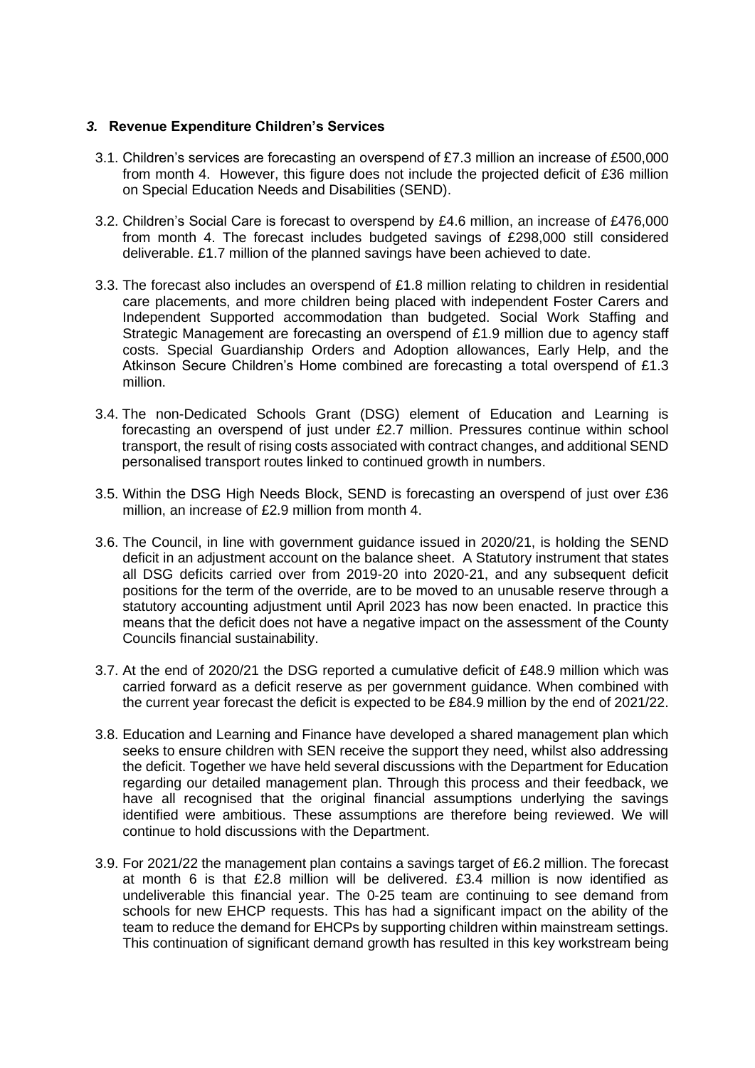## *3.* **Revenue Expenditure Children's Services**

3.1. Children's services are forecasting an overspend of £7.3 million an increase of £500,000 from month 4. However, this figure does not include the projected deficit of £36 million on Special Education Needs and Disabilities (SEND).

3.2. Children's Social Care is forecast to overspend by £4.6 million, an increase of £476,000 from month 4. The forecast includes budgeted savings of £298,000 still considered deliverable. £1.7 million of the planned savings have been achieved to date.

3.3. The forecast also includes an overspend of £1.8 million relating to children in residential care placements, and more children being placed with independent Foster Carers and Independent Supported accommodation than budgeted. Social Work Staffing and Strategic Management are forecasting an overspend of £1.9 million due to agency staff costs. Special Guardianship Orders and Adoption allowances, Early Help, and the Atkinson Secure Children's Home combined are forecasting a total overspend of £1.3 million.

3.4. The non-Dedicated Schools Grant (DSG) element of Education and Learning is forecasting an overspend of just under £2.7 million. Pressures continue within school transport, the result of rising costs associated with contract changes, and additional SEND personalised transport routes linked to continued growth in numbers.

3.5. Within the DSG High Needs Block, SEND is forecasting an overspend of just over £36 million, an increase of £2.9 million from month 4.

3.6. The Council, in line with government guidance issued in 2020/21, is holding the SEND deficit in an adjustment account on the balance sheet. A Statutory instrument that states all DSG deficits carried over from 2019-20 into 2020-21, and any subsequent deficit positions for the term of the override, are to be moved to an unusable reserve through a statutory accounting adjustment until April 2023 has now been enacted. In practice this means that the deficit does not have a negative impact on the assessment of the County Councils financial sustainability.

3.7. At the end of 2020/21 the DSG reported a cumulative deficit of £48.9 million which was carried forward as a deficit reserve as per government guidance. When combined with the current year forecast the deficit is expected to be £84.9 million by the end of 2021/22.

3.8. Education and Learning and Finance have developed a shared management plan which seeks to ensure children with SEN receive the support they need, whilst also addressing the deficit. Together we have held several discussions with the Department for Education regarding our detailed management plan. Through this process and their feedback, we have all recognised that the original financial assumptions underlying the savings identified were ambitious. These assumptions are therefore being reviewed. We will continue to hold discussions with the Department.

3.9. For 2021/22 the management plan contains a savings target of £6.2 million. The forecast at month 6 is that £2.8 million will be delivered. £3.4 million is now identified as undeliverable this financial year. The 0-25 team are continuing to see demand from schools for new EHCP requests. This has had a significant impact on the ability of the team to reduce the demand for EHCPs by supporting children within mainstream settings. This continuation of significant demand growth has resulted in this key workstream being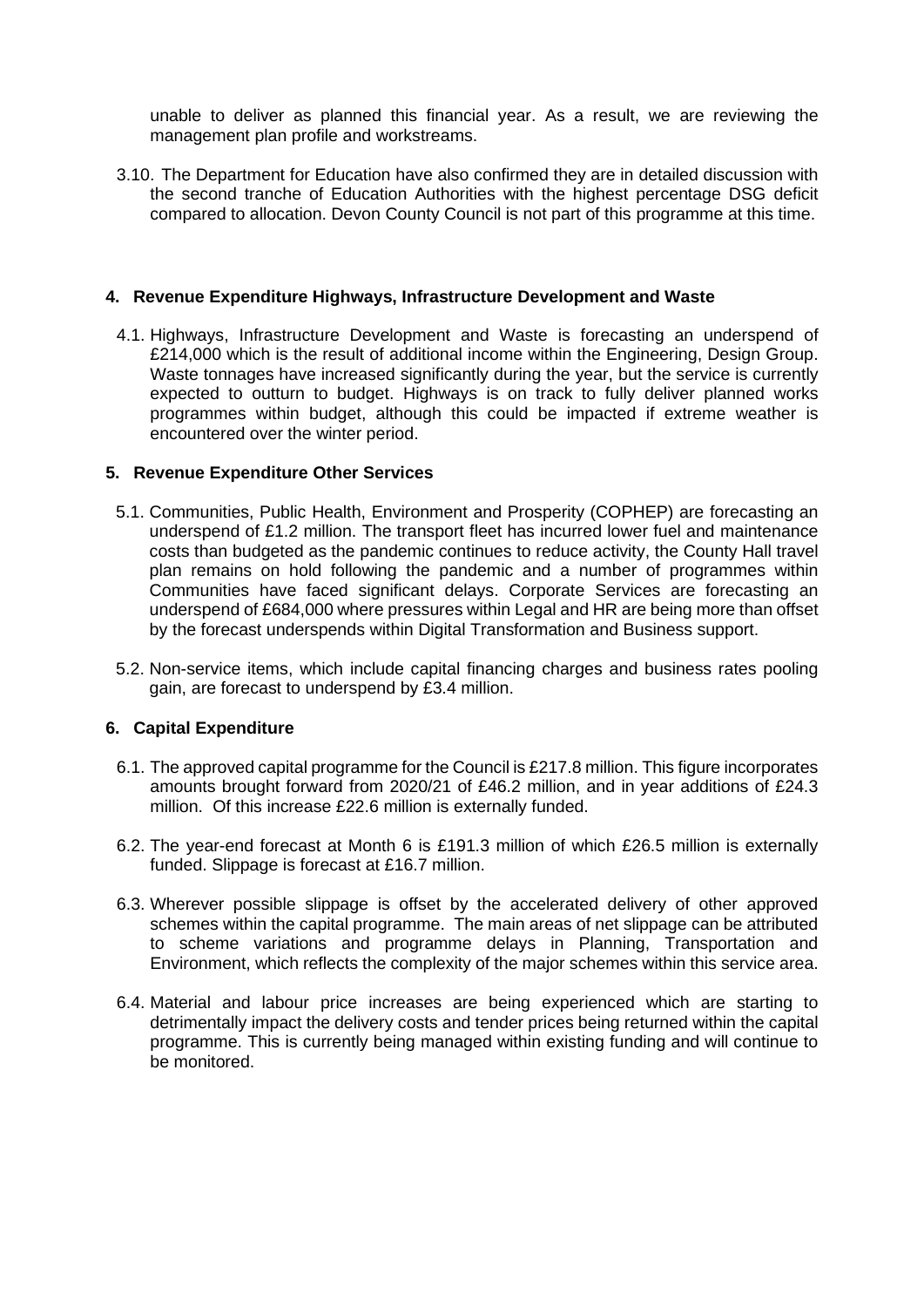unable to deliver as planned this financial year. As a result, we are reviewing the management plan profile and workstreams.

3.10. The Department for Education have also confirmed they are in detailed discussion with the second tranche of Education Authorities with the highest percentage DSG deficit compared to allocation. Devon County Council is not part of this programme at this time.

## 4. Revenue Expenditure Highways, Infrastructure Development and Waste

4.1. Highways, Infrastructure Development and Waste is forecasting an underspend of £214,000 which is the result of additional income within the Engineering, Design Group. Waste tonnages have increased significantly during the year, but the service is currently expected to outturn to budget. Highways is on track to fully deliver planned works programmes within budget, although this could be impacted if extreme weather is encountered over the winter period.

## 5. Revenue Expenditure Other Services

5.1. Communities, Public Health, Environment and Prosperity (COPHEP) are forecasting an underspend of £1.2 million. The transport fleet has incurred lower fuel and maintenance costs than budgeted as the pandemic continues to reduce activity, the County Hall travel plan remains on hold following the pandemic and a number of programmes within Communities have faced significant delays. Corporate Services are forecasting an underspend of £684,000 where pressures within Legal and HR are being more than offset by the forecast underspends within Digital Transformation and Business support.

5.2. Non-service items, which include capital financing charges and business rates pooling gain, are forecast to underspend by £3.4 million.

## 6. Capital Expenditure

6.1. The approved capital programme for the Council is £217.8 million. This figure incorporates amounts brought forward from 2020/21 of £46.2 million, and in year additions of £24.3 million. Of this increase £22.6 million is externally funded.

6.2. The year-end forecast at Month 6 is £191.3 million of which £26.5 million is externally funded. Slippage is forecast at £16.7 million.

6.3. Wherever possible slippage is offset by the accelerated delivery of other approved schemes within the capital programme. The main areas of net slippage can be attributed to scheme variations and programme delays in Planning, Transportation and Environment, which reflects the complexity of the major schemes within this service area.

6.4. Material and labour price increases are being experienced which are starting to detrimentally impact the delivery costs and tender prices being returned within the capital programme. This is currently being managed within existing funding and will continue to be monitored.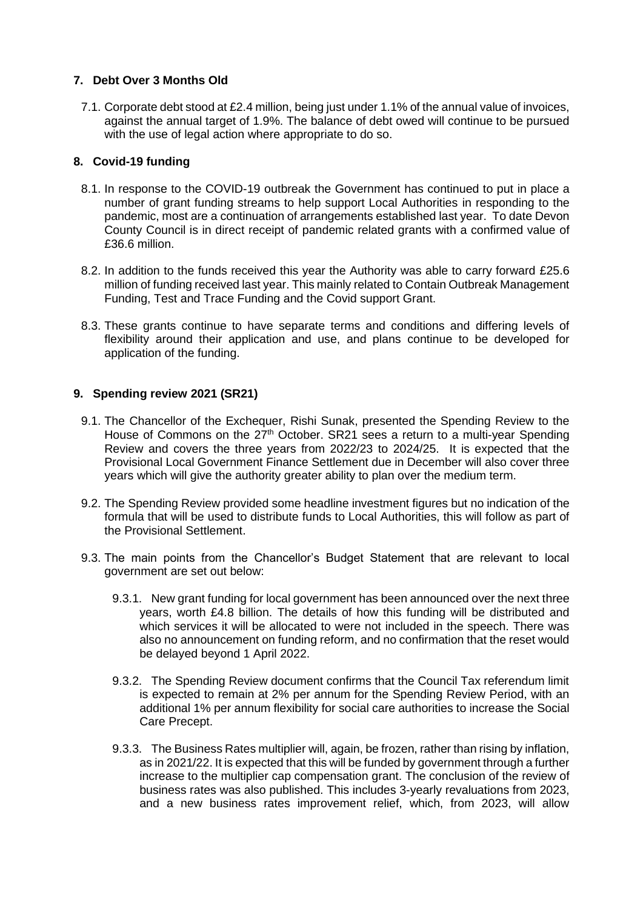## 7. Debt Over 3 Months Old

7.1. Corporate debt stood at £2.4 million, being just under 1.1% of the annual value of invoices, against the annual target of 1.9%. The balance of debt owed will continue to be pursued with the use of legal action where appropriate to do so.

## 8. Covid-19 funding

8.1. In response to the COVID-19 outbreak the Government has continued to put in place a number of grant funding streams to help support Local Authorities in responding to the pandemic, most are a continuation of arrangements established last year. To date Devon County Council is in direct receipt of pandemic related grants with a confirmed value of £36.6 million.

8.2. In addition to the funds received this year the Authority was able to carry forward £25.6 million of funding received last year. This mainly related to Contain Outbreak Management Funding, Test and Trace Funding and the Covid support Grant.

8.3. These grants continue to have separate terms and conditions and differing levels of flexibility around their application and use, and plans continue to be developed for application of the funding.

## 9. Spending review 2021 (SR21)

9.1. The Chancellor of the Exchequer, Rishi Sunak, presented the Spending Review to the House of Commons on the 27th October. SR21 sees a return to a multi-year Spending Review and covers the three years from 2022/23 to 2024/25. It is expected that the Provisional Local Government Finance Settlement due in December will also cover three years which will give the authority greater ability to plan over the medium term.

9.2. The Spending Review provided some headline investment figures but no indication of the formula that will be used to distribute funds to Local Authorities, this will follow as part of the Provisional Settlement.

9.3. The main points from the Chancellor's Budget Statement that are relevant to local government are set out below:

9.3.1. New grant funding for local government has been announced over the next three years, worth £4.8 billion. The details of how this funding will be distributed and which services it will be allocated to were not included in the speech. There was also no announcement on funding reform, and no confirmation that the reset would be delayed beyond 1 April 2022.

9.3.2. The Spending Review document confirms that the Council Tax referendum limit is expected to remain at 2% per annum for the Spending Review Period, with an additional 1% per annum flexibility for social care authorities to increase the Social Care Precept.

9.3.3. The Business Rates multiplier will, again, be frozen, rather than rising by inflation, as in 2021/22. It is expected that this will be funded by government through a further increase to the multiplier cap compensation grant. The conclusion of the review of business rates was also published. This includes 3-yearly revaluations from 2023, and a new business rates improvement relief, which, from 2023, will allow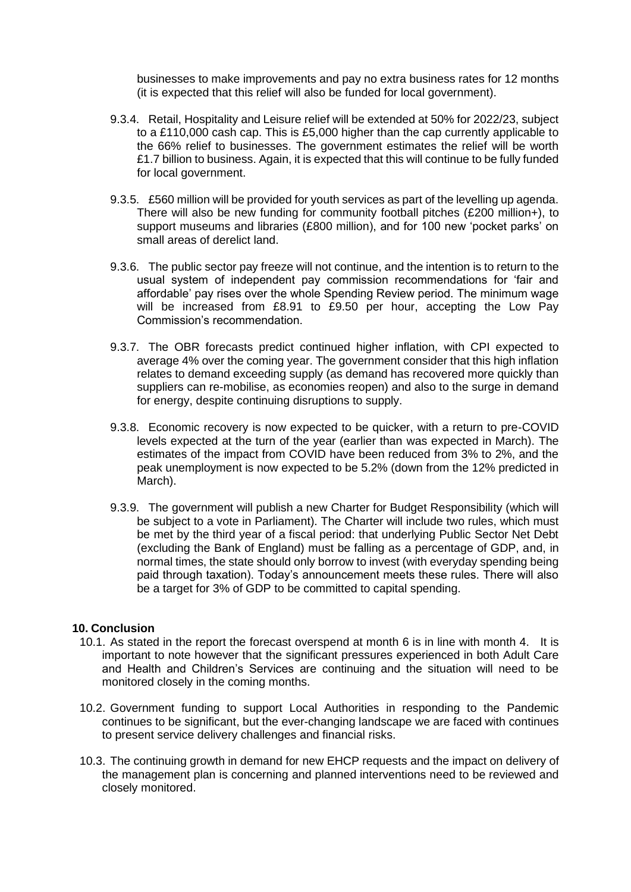businesses to make improvements and pay no extra business rates for 12 months (it is expected that this relief will also be funded for local government).

9.3.4. Retail, Hospitality and Leisure relief will be extended at 50% for 2022/23, subject to a £110,000 cash cap. This is £5,000 higher than the cap currently applicable to the 66% relief to businesses. The government estimates the relief will be worth £1.7 billion to business. Again, it is expected that this will continue to be fully funded for local government.

9.3.5. £560 million will be provided for youth services as part of the levelling up agenda. There will also be new funding for community football pitches (£200 million+), to support museums and libraries (£800 million), and for 100 new 'pocket parks' on small areas of derelict land.

9.3.6. The public sector pay freeze will not continue, and the intention is to return to the usual system of independent pay commission recommendations for 'fair and affordable' pay rises over the whole Spending Review period. The minimum wage will be increased from £8.91 to £9.50 per hour, accepting the Low Pay Commission's recommendation.

9.3.7. The OBR forecasts predict continued higher inflation, with CPI expected to average 4% over the coming year. The government consider that this high inflation relates to demand exceeding supply (as demand has recovered more quickly than suppliers can re-mobilise, as economies reopen) and also to the surge in demand for energy, despite continuing disruptions to supply.

9.3.8. Economic recovery is now expected to be quicker, with a return to pre-COVID levels expected at the turn of the year (earlier than was expected in March). The estimates of the impact from COVID have been reduced from 3% to 2%, and the peak unemployment is now expected to be 5.2% (down from the 12% predicted in March).

9.3.9. The government will publish a new Charter for Budget Responsibility (which will be subject to a vote in Parliament). The Charter will include two rules, which must be met by the third year of a fiscal period: that underlying Public Sector Net Debt (excluding the Bank of England) must be falling as a percentage of GDP, and, in normal times, the state should only borrow to invest (with everyday spending being paid through taxation). Today's announcement meets these rules. There will also be a target for 3% of GDP to be committed to capital spending.

## 10. Conclusion

10.1. As stated in the report the forecast overspend at month 6 is in line with month 4. It is important to note however that the significant pressures experienced in both Adult Care and Health and Children's Services are continuing and the situation will need to be monitored closely in the coming months.

10.2. Government funding to support Local Authorities in responding to the Pandemic continues to be significant, but the ever-changing landscape we are faced with continues to present service delivery challenges and financial risks.

10.3. The continuing growth in demand for new EHCP requests and the impact on delivery of the management plan is concerning and planned interventions need to be reviewed and closely monitored.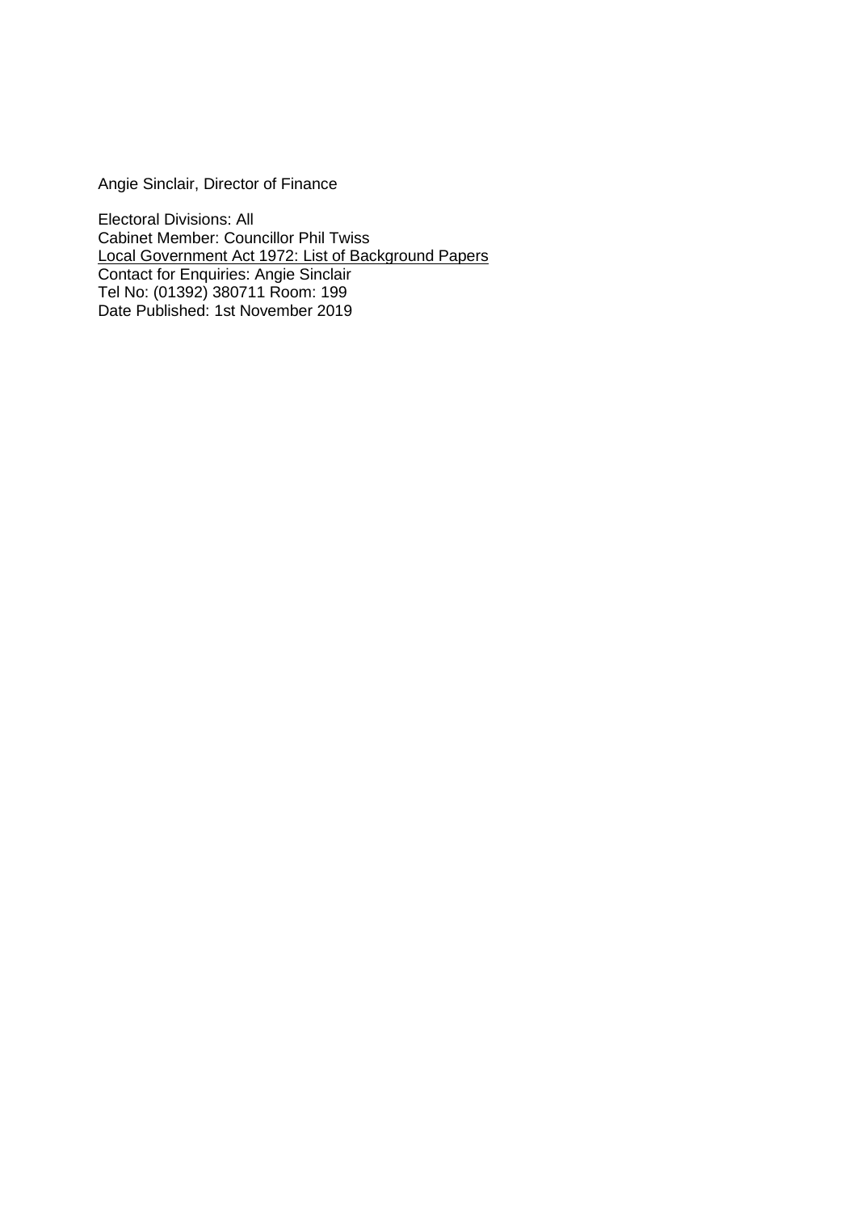Angie Sinclair, Director of Finance

Electoral Divisions: All
Cabinet Member: Councillor Phil Twiss
Local Government Act 1972: List of Background Papers
Contact for Enquiries: Angie Sinclair
Tel No: (01392) 380711 Room: 199
Date Published: 1st November 2019